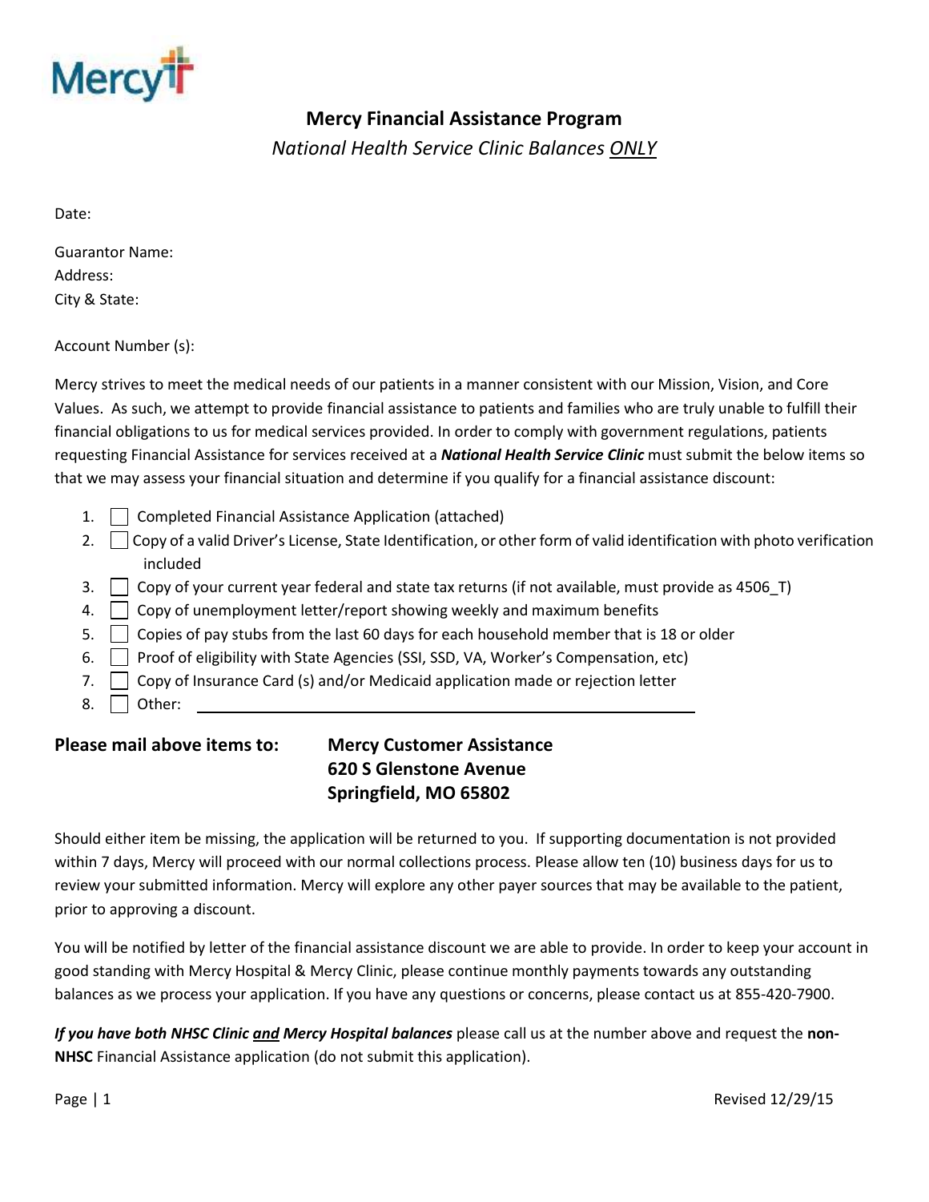Mercy

# Mercy Financial Assistance Program

*National Health Service Clinic Balances ONLY*

Date:

Guarantor Name:
Address:
City & State:

Account Number (s):

Mercy strives to meet the medical needs of our patients in a manner consistent with our Mission, Vision, and Core Values. As such, we attempt to provide financial assistance to patients and families who are truly unable to fulfill their financial obligations to us for medical services provided. In order to comply with government regulations, patients requesting Financial Assistance for services received at a ***National Health Service Clinic*** must submit the below items so that we may assess your financial situation and determine if you qualify for a financial assistance discount:

1. ☐ Completed Financial Assistance Application (attached)
2. ☐ Copy of a valid Driver's License, State Identification, or other form of valid identification with photo verification included
3. ☐ Copy of your current year federal and state tax returns (if not available, must provide as 4506_T)
4. ☐ Copy of unemployment letter/report showing weekly and maximum benefits
5. ☐ Copies of pay stubs from the last 60 days for each household member that is 18 or older
6. ☐ Proof of eligibility with State Agencies (SSI, SSD, VA, Worker's Compensation, etc)
7. ☐ Copy of Insurance Card (s) and/or Medicaid application made or rejection letter
8. ☐ Other: ______________________________

**Please mail above items to:** **Mercy Customer Assistance**
**620 S Glenstone Avenue**
**Springfield, MO 65802**

Should either item be missing, the application will be returned to you. If supporting documentation is not provided within 7 days, Mercy will proceed with our normal collections process. Please allow ten (10) business days for us to review your submitted information. Mercy will explore any other payer sources that may be available to the patient, prior to approving a discount.

You will be notified by letter of the financial assistance discount we are able to provide. In order to keep your account in good standing with Mercy Hospital & Mercy Clinic, please continue monthly payments towards any outstanding balances as we process your application. If you have any questions or concerns, please contact us at 855-420-7900.

***If you have both NHSC Clinic and Mercy Hospital balances*** please call us at the number above and request the **non-NHSC** Financial Assistance application (do not submit this application).

Revised 12/29/15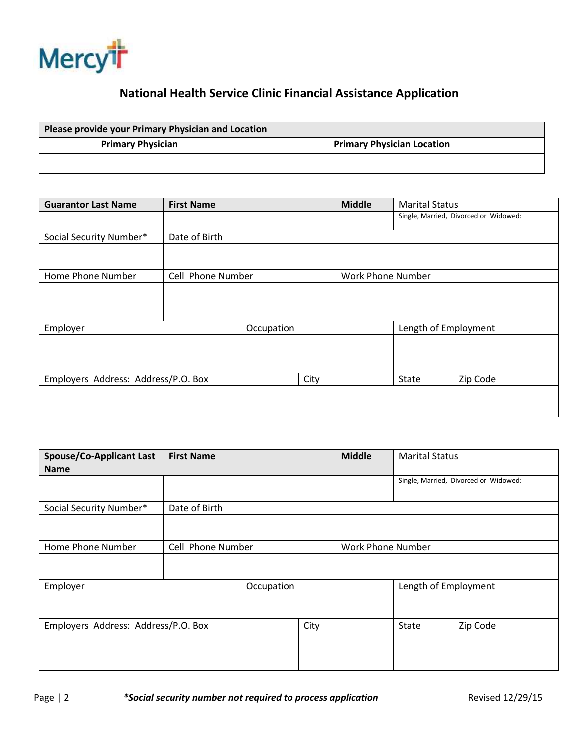Mercy

## National Health Service Clinic Financial Assistance Application

| Please provide your Primary Physician and Location | |
|---|---|
| **Primary Physician** | **Primary Physician Location** |
| | |

| **Guarantor Last Name** | **First Name** | | **Middle** | Marital Status | |
|---|---|---|---|---|---|
| | | | | Single, Married, Divorced or Widowed: | |
| Social Security Number* | Date of Birth | | | | |
| | | | | | |
| Home Phone Number | Cell Phone Number | | Work Phone Number | | |
| | | | | | |
| Employer | | Occupation | | Length of Employment | |
| | | | | | |
| Employers Address: Address/P.O. Box | | City | | State | Zip Code |
| | | | | | |

| **Spouse/Co-Applicant Last Name** | **First Name** | | **Middle** | Marital Status | |
|---|---|---|---|---|---|
| | | | | Single, Married, Divorced or Widowed: | |
| Social Security Number* | Date of Birth | | | | |
| | | | | | |
| Home Phone Number | Cell Phone Number | | Work Phone Number | | |
| | | | | | |
| Employer | | Occupation | | Length of Employment | |
| | | | | | |
| Employers Address: Address/P.O. Box | | City | | State | Zip Code |
| | | | | | |

***Social security number not required to process application***

Revised 12/29/15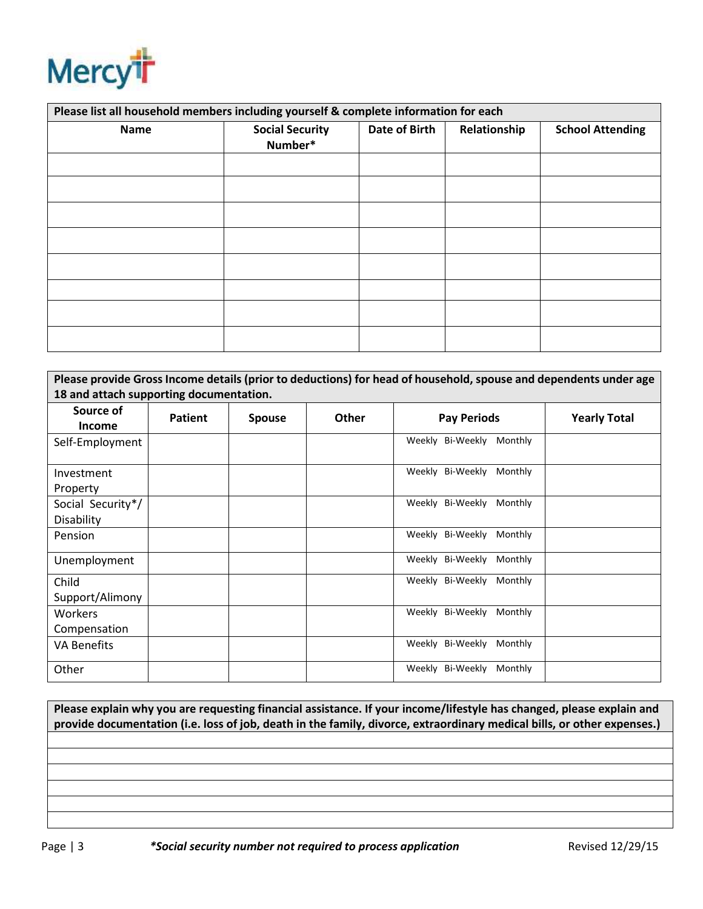Mercy

| Please list all household members including yourself & complete information for each | | | | |
|---|---|---|---|---|
| **Name** | **Social Security Number*** | **Date of Birth** | **Relationship** | **School Attending** |
| | | | | |
| | | | | |
| | | | | |
| | | | | |
| | | | | |
| | | | | |
| | | | | |
| | | | | |

**Please provide Gross Income details (prior to deductions) for head of household, spouse and dependents under age 18 and attach supporting documentation.**

| Source of Income | Patient | Spouse | Other | Pay Periods | Yearly Total |
|---|---|---|---|---|---|
| Self-Employment | | | | Weekly Bi-Weekly Monthly | |
| Investment Property | | | | Weekly Bi-Weekly Monthly | |
| Social Security*/ Disability | | | | Weekly Bi-Weekly Monthly | |
| Pension | | | | Weekly Bi-Weekly Monthly | |
| Unemployment | | | | Weekly Bi-Weekly Monthly | |
| Child Support/Alimony | | | | Weekly Bi-Weekly Monthly | |
| Workers Compensation | | | | Weekly Bi-Weekly Monthly | |
| VA Benefits | | | | Weekly Bi-Weekly Monthly | |
| Other | | | | Weekly Bi-Weekly Monthly | |

**Please explain why you are requesting financial assistance. If your income/lifestyle has changed, please explain and provide documentation (i.e. loss of job, death in the family, divorce, extraordinary medical bills, or other expenses.)**

______________________________________________________________________

______________________________________________________________________

______________________________________________________________________

______________________________________________________________________

______________________________________________________________________

______________________________________________________________________

***Social security number not required to process application***

Revised 12/29/15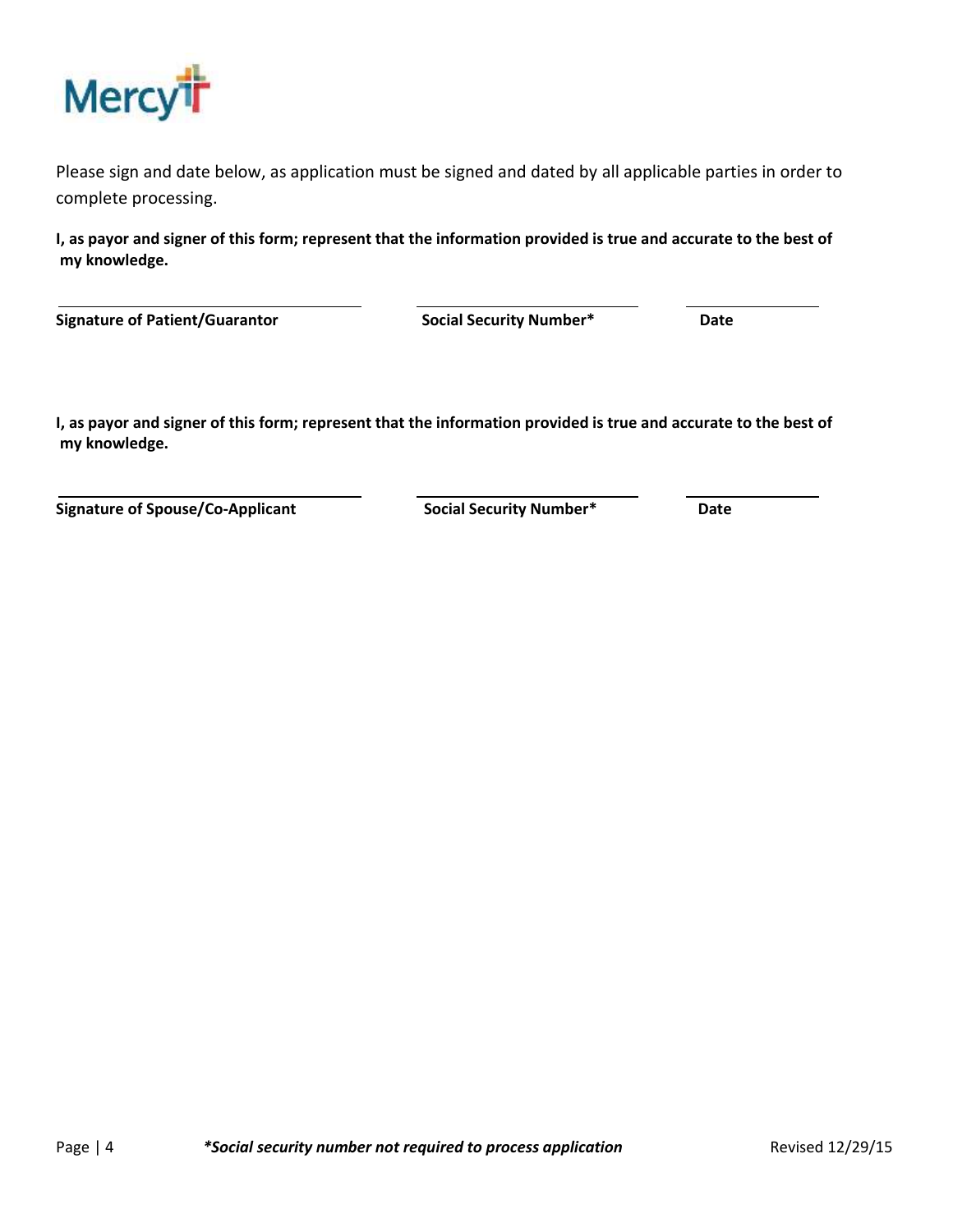Please sign and date below, as application must be signed and dated by all applicable parties in order to complete processing.

**I, as payor and signer of this form; represent that the information provided is true and accurate to the best of my knowledge.**

| | | |
|---|---|---|
| **Signature of Patient/Guarantor** | **Social Security Number*** | **Date** |

**I, as payor and signer of this form; represent that the information provided is true and accurate to the best of my knowledge.**

| | | |
|---|---|---|
| **Signature of Spouse/Co-Applicant** | **Social Security Number*** | **Date** |

***Social security number not required to process application***

Revised 12/29/15